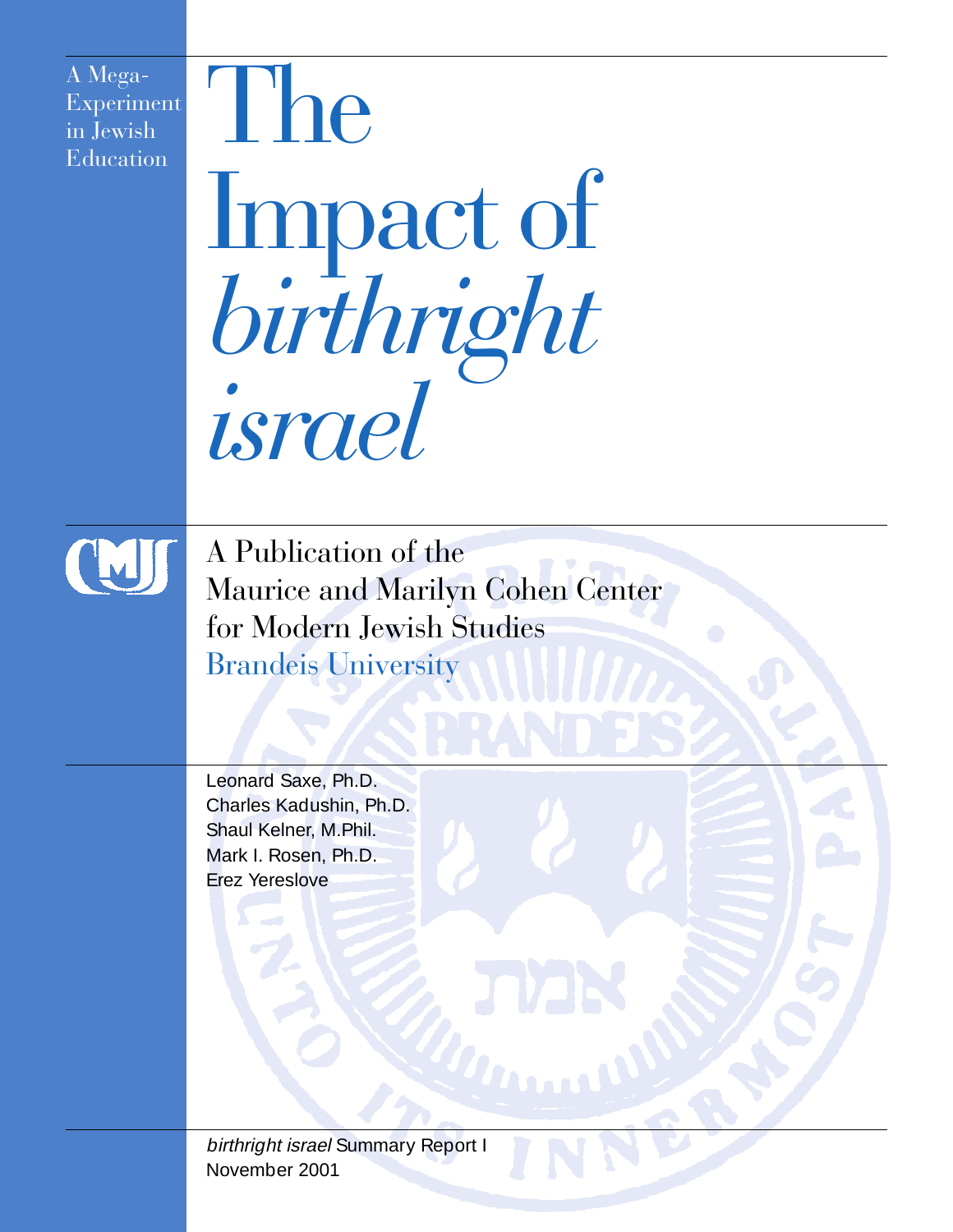A Mega-Experiment in Jewish Education

# The Impact of *birthright israel*

A Publication of the
Maurice and Marilyn Cohen Center
for Modern Jewish Studies
Brandeis University

Leonard Saxe, Ph.D.
Charles Kadushin, Ph.D.
Shaul Kelner, M.Phil.
Mark I. Rosen, Ph.D.
Erez Yereslove

*birthright israel* Summary Report I
November 2001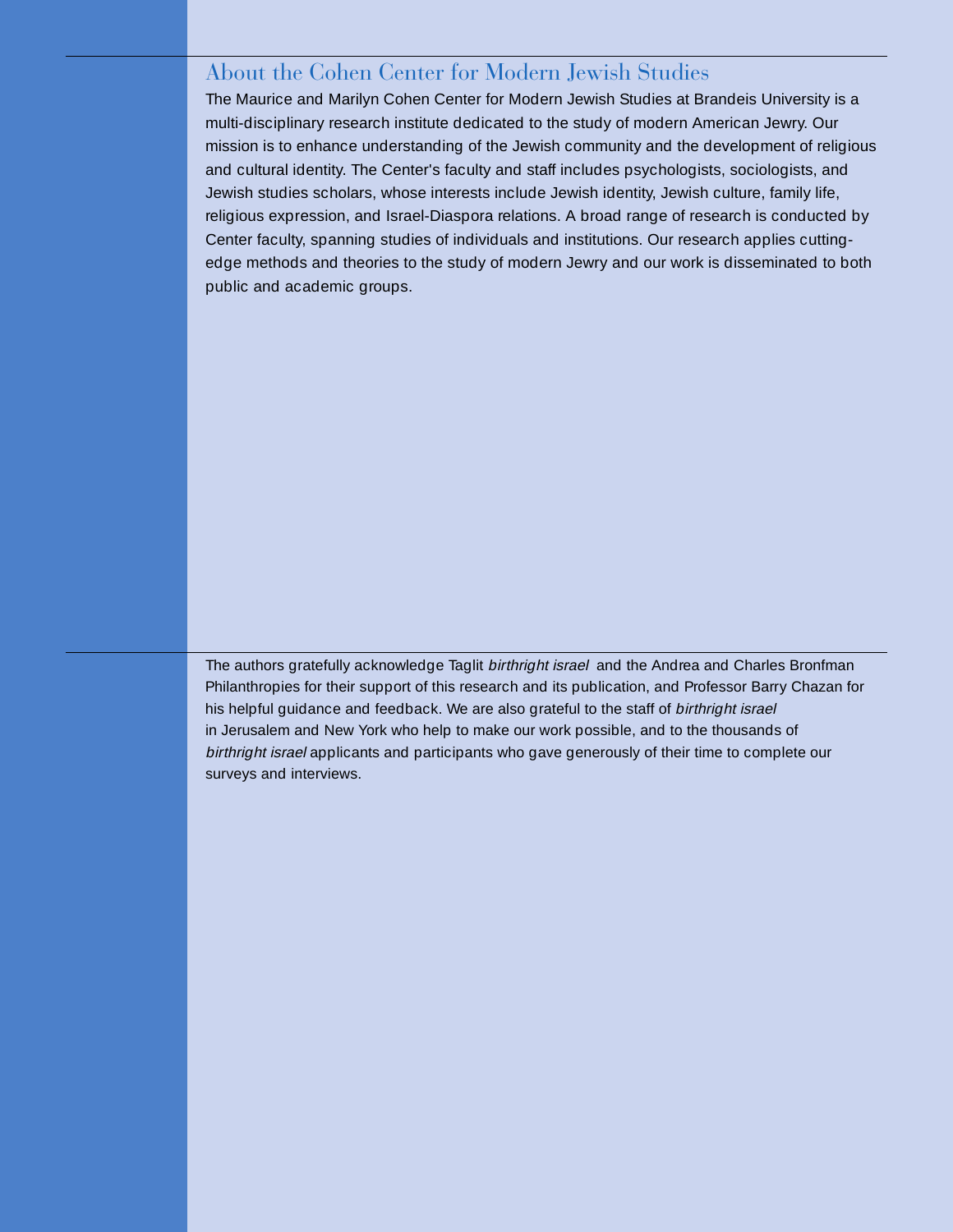## About the Cohen Center for Modern Jewish Studies

The Maurice and Marilyn Cohen Center for Modern Jewish Studies at Brandeis University is a multi-disciplinary research institute dedicated to the study of modern American Jewry. Our mission is to enhance understanding of the Jewish community and the development of religious and cultural identity. The Center's faculty and staff includes psychologists, sociologists, and Jewish studies scholars, whose interests include Jewish identity, Jewish culture, family life, religious expression, and Israel-Diaspora relations. A broad range of research is conducted by Center faculty, spanning studies of individuals and institutions. Our research applies cutting-edge methods and theories to the study of modern Jewry and our work is disseminated to both public and academic groups.

---

The authors gratefully acknowledge Taglit *birthright israel* and the Andrea and Charles Bronfman Philanthropies for their support of this research and its publication, and Professor Barry Chazan for his helpful guidance and feedback. We are also grateful to the staff of *birthright israel* in Jerusalem and New York who help to make our work possible, and to the thousands of *birthright israel* applicants and participants who gave generously of their time to complete our surveys and interviews.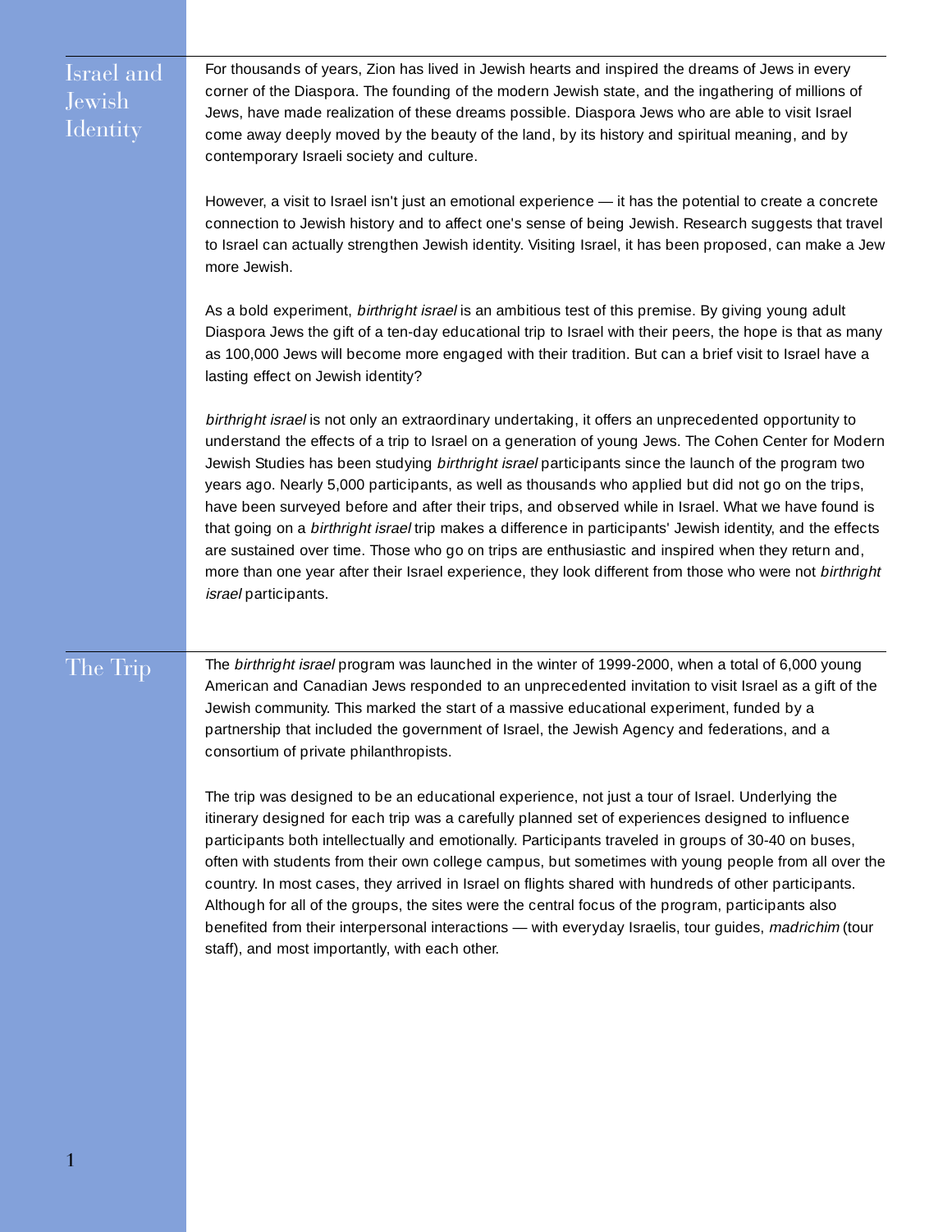## Israel and Jewish Identity

For thousands of years, Zion has lived in Jewish hearts and inspired the dreams of Jews in every corner of the Diaspora. The founding of the modern Jewish state, and the ingathering of millions of Jews, have made realization of these dreams possible. Diaspora Jews who are able to visit Israel come away deeply moved by the beauty of the land, by its history and spiritual meaning, and by contemporary Israeli society and culture.

However, a visit to Israel isn't just an emotional experience — it has the potential to create a concrete connection to Jewish history and to affect one's sense of being Jewish. Research suggests that travel to Israel can actually strengthen Jewish identity. Visiting Israel, it has been proposed, can make a Jew more Jewish.

As a bold experiment, *birthright israel* is an ambitious test of this premise. By giving young adult Diaspora Jews the gift of a ten-day educational trip to Israel with their peers, the hope is that as many as 100,000 Jews will become more engaged with their tradition. But can a brief visit to Israel have a lasting effect on Jewish identity?

*birthright israel* is not only an extraordinary undertaking, it offers an unprecedented opportunity to understand the effects of a trip to Israel on a generation of young Jews. The Cohen Center for Modern Jewish Studies has been studying *birthright israel* participants since the launch of the program two years ago. Nearly 5,000 participants, as well as thousands who applied but did not go on the trips, have been surveyed before and after their trips, and observed while in Israel. What we have found is that going on a *birthright israel* trip makes a difference in participants' Jewish identity, and the effects are sustained over time. Those who go on trips are enthusiastic and inspired when they return and, more than one year after their Israel experience, they look different from those who were not *birthright israel* participants.

## The Trip

The *birthright israel* program was launched in the winter of 1999-2000, when a total of 6,000 young American and Canadian Jews responded to an unprecedented invitation to visit Israel as a gift of the Jewish community. This marked the start of a massive educational experiment, funded by a partnership that included the government of Israel, the Jewish Agency and federations, and a consortium of private philanthropists.

The trip was designed to be an educational experience, not just a tour of Israel. Underlying the itinerary designed for each trip was a carefully planned set of experiences designed to influence participants both intellectually and emotionally. Participants traveled in groups of 30-40 on buses, often with students from their own college campus, but sometimes with young people from all over the country. In most cases, they arrived in Israel on flights shared with hundreds of other participants. Although for all of the groups, the sites were the central focus of the program, participants also benefited from their interpersonal interactions — with everyday Israelis, tour guides, *madrichim* (tour staff), and most importantly, with each other.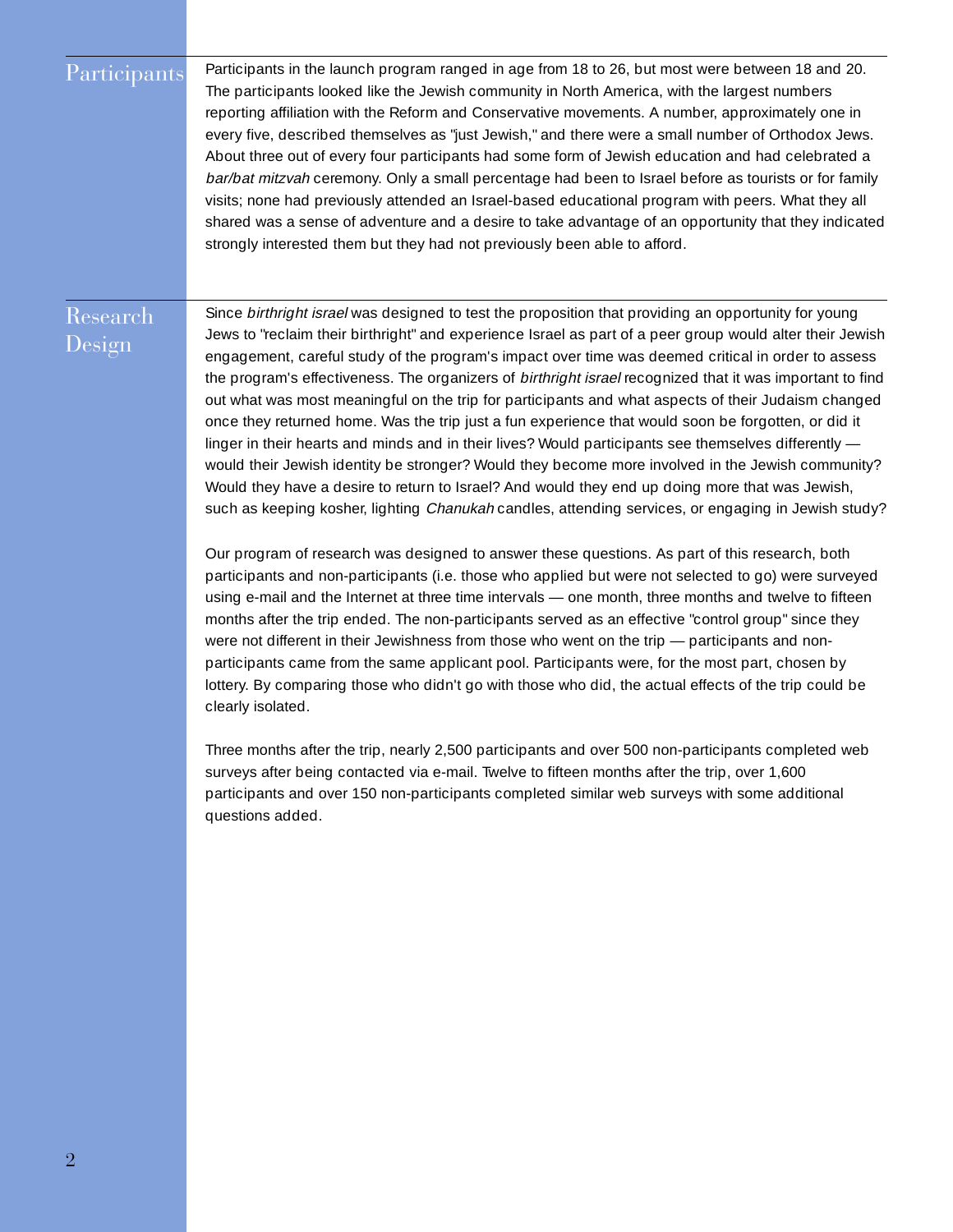## Participants

Participants in the launch program ranged in age from 18 to 26, but most were between 18 and 20. The participants looked like the Jewish community in North America, with the largest numbers reporting affiliation with the Reform and Conservative movements. A number, approximately one in every five, described themselves as "just Jewish," and there were a small number of Orthodox Jews. About three out of every four participants had some form of Jewish education and had celebrated a *bar/bat mitzvah* ceremony. Only a small percentage had been to Israel before as tourists or for family visits; none had previously attended an Israel-based educational program with peers. What they all shared was a sense of adventure and a desire to take advantage of an opportunity that they indicated strongly interested them but they had not previously been able to afford.

## Research Design

Since *birthright israel* was designed to test the proposition that providing an opportunity for young Jews to "reclaim their birthright" and experience Israel as part of a peer group would alter their Jewish engagement, careful study of the program's impact over time was deemed critical in order to assess the program's effectiveness. The organizers of *birthright israel* recognized that it was important to find out what was most meaningful on the trip for participants and what aspects of their Judaism changed once they returned home. Was the trip just a fun experience that would soon be forgotten, or did it linger in their hearts and minds and in their lives? Would participants see themselves differently — would their Jewish identity be stronger? Would they become more involved in the Jewish community? Would they have a desire to return to Israel? And would they end up doing more that was Jewish, such as keeping kosher, lighting *Chanukah* candles, attending services, or engaging in Jewish study?

Our program of research was designed to answer these questions. As part of this research, both participants and non-participants (i.e. those who applied but were not selected to go) were surveyed using e-mail and the Internet at three time intervals — one month, three months and twelve to fifteen months after the trip ended. The non-participants served as an effective "control group" since they were not different in their Jewishness from those who went on the trip — participants and non-participants came from the same applicant pool. Participants were, for the most part, chosen by lottery. By comparing those who didn't go with those who did, the actual effects of the trip could be clearly isolated.

Three months after the trip, nearly 2,500 participants and over 500 non-participants completed web surveys after being contacted via e-mail. Twelve to fifteen months after the trip, over 1,600 participants and over 150 non-participants completed similar web surveys with some additional questions added.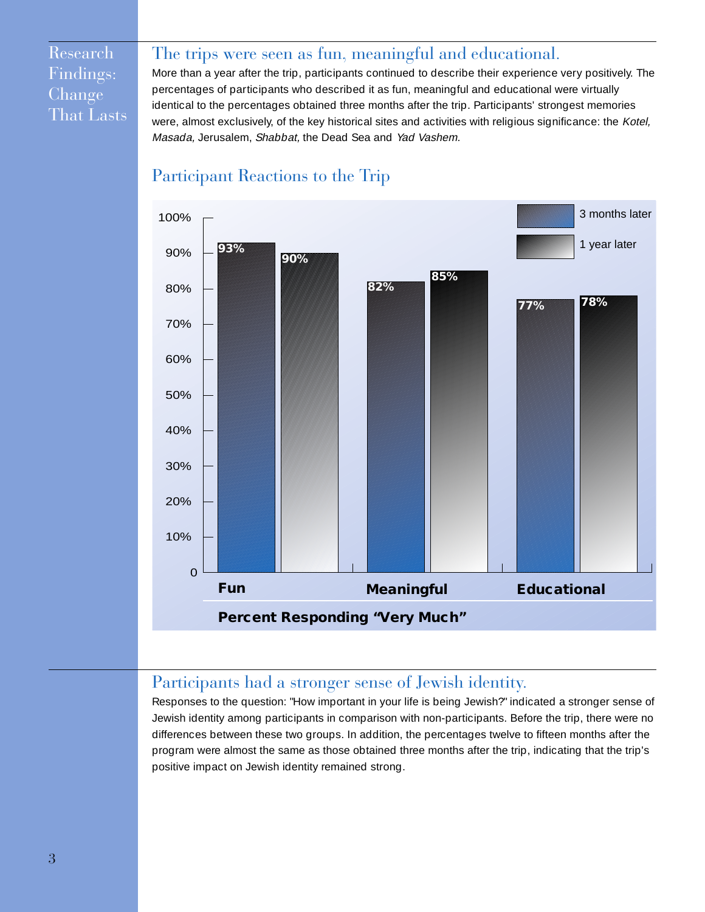## Research Findings: Change That Lasts

### The trips were seen as fun, meaningful and educational.

More than a year after the trip, participants continued to describe their experience very positively. The percentages of participants who described it as fun, meaningful and educational were virtually identical to the percentages obtained three months after the trip. Participants' strongest memories were, almost exclusively, of the key historical sites and activities with religious significance: the *Kotel, Masada,* Jerusalem, *Shabbat,* the Dead Sea and *Yad Vashem.*

### Participant Reactions to the Trip

| Percent Responding "Very Much" | 3 months later | 1 year later |
|---|---|---|
| Fun | 93% | 90% |
| Meaningful | 82% | 85% |
| Educational | 77% | 78% |

### Participants had a stronger sense of Jewish identity.

Responses to the question: "How important in your life is being Jewish?" indicated a stronger sense of Jewish identity among participants in comparison with non-participants. Before the trip, there were no differences between these two groups. In addition, the percentages twelve to fifteen months after the program were almost the same as those obtained three months after the trip, indicating that the trip's positive impact on Jewish identity remained strong.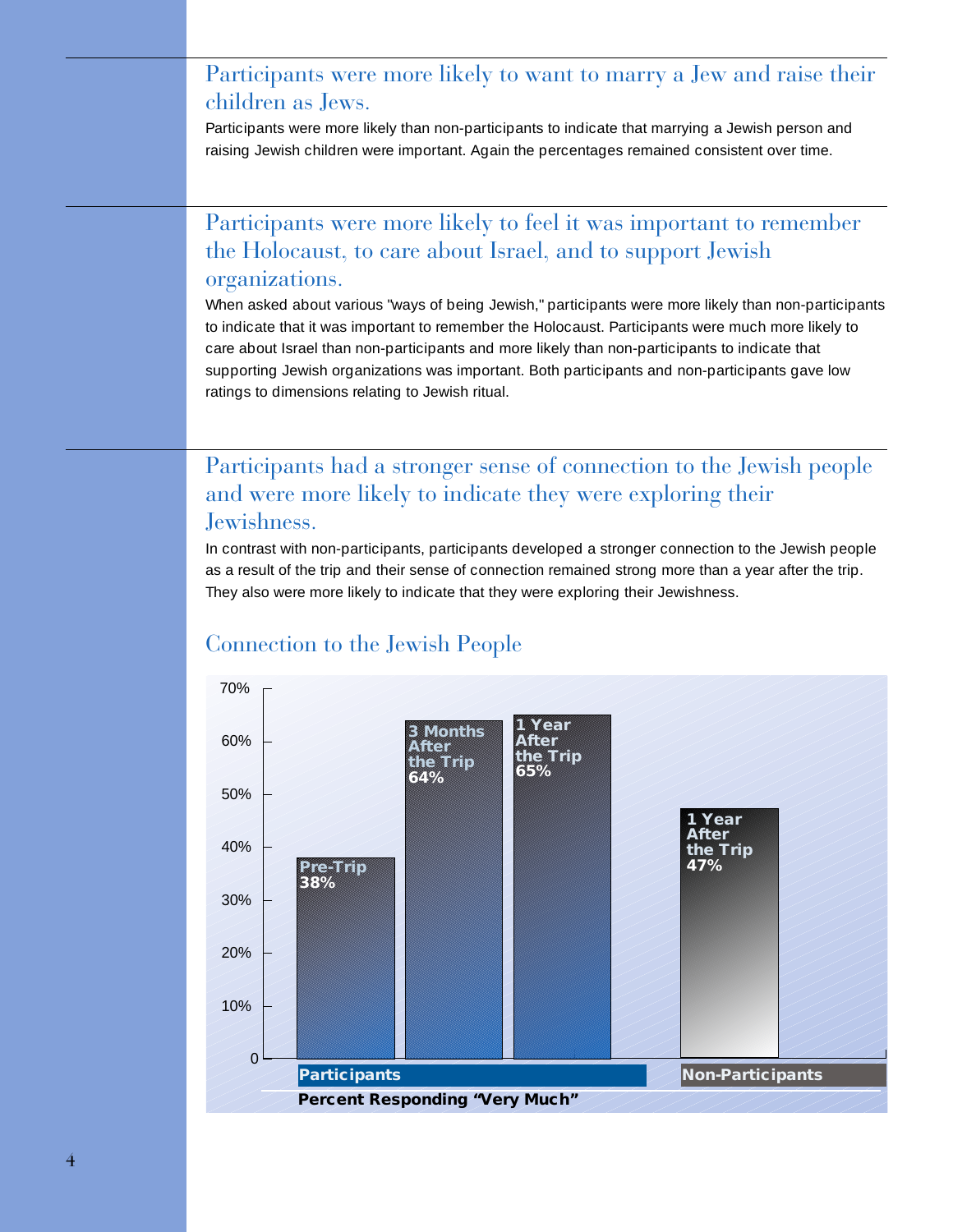## Participants were more likely to want to marry a Jew and raise their children as Jews.

Participants were more likely than non-participants to indicate that marrying a Jewish person and raising Jewish children were important. Again the percentages remained consistent over time.

## Participants were more likely to feel it was important to remember the Holocaust, to care about Israel, and to support Jewish organizations.

When asked about various "ways of being Jewish," participants were more likely than non-participants to indicate that it was important to remember the Holocaust. Participants were much more likely to care about Israel than non-participants and more likely than non-participants to indicate that supporting Jewish organizations was important. Both participants and non-participants gave low ratings to dimensions relating to Jewish ritual.

## Participants had a stronger sense of connection to the Jewish people and were more likely to indicate they were exploring their Jewishness.

In contrast with non-participants, participants developed a stronger connection to the Jewish people as a result of the trip and their sense of connection remained strong more than a year after the trip. They also were more likely to indicate that they were exploring their Jewishness.

### Connection to the Jewish People

| Group | Time | Percent Responding "Very Much" |
|---|---|---|
| Participants | Pre-Trip | 38% |
| Participants | 3 Months After the Trip | 64% |
| Participants | 1 Year After the Trip | 65% |
| Non-Participants | 1 Year After the Trip | 47% |

**Percent Responding "Very Much"**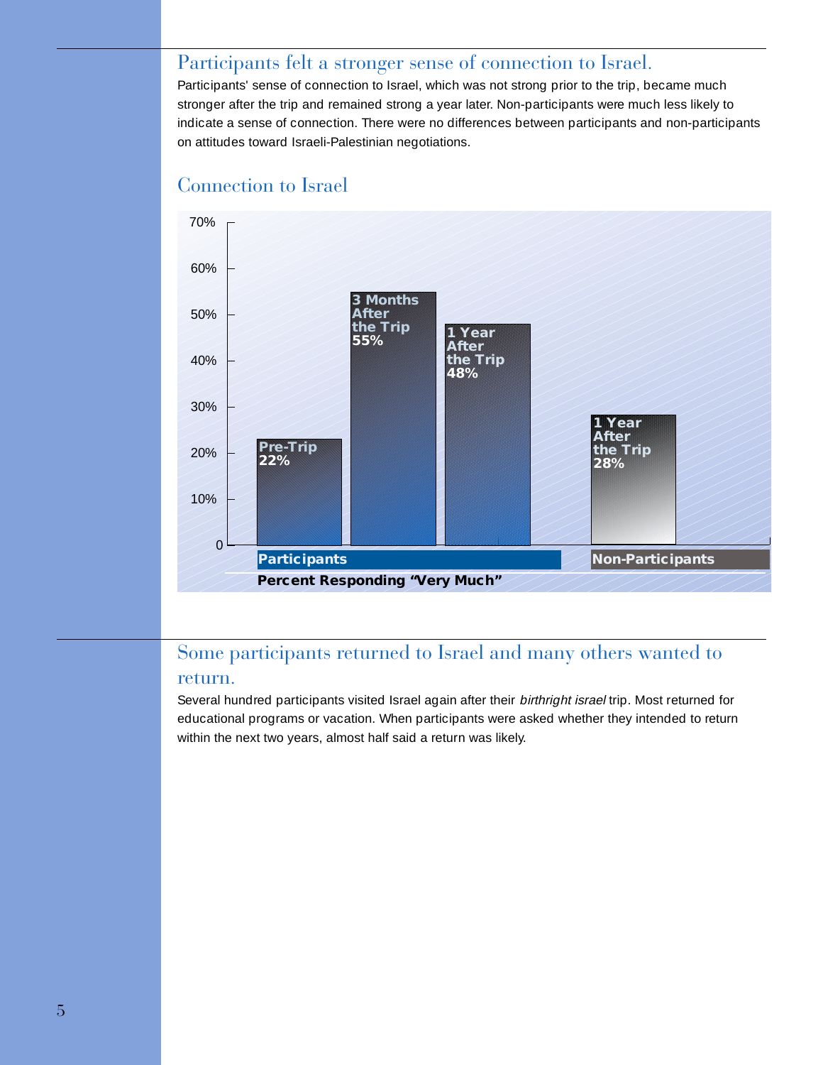## Participants felt a stronger sense of connection to Israel.

Participants' sense of connection to Israel, which was not strong prior to the trip, became much stronger after the trip and remained strong a year later. Non-participants were much less likely to indicate a sense of connection. There were no differences between participants and non-participants on attitudes toward Israeli-Palestinian negotiations.

### Connection to Israel

| Group | Time | Percent Responding "Very Much" |
|---|---|---|
| Participants | Pre-Trip | 22% |
| Participants | 3 Months After the Trip | 55% |
| Participants | 1 Year After the Trip | 48% |
| Non-Participants | 1 Year After the Trip | 28% |

## Some participants returned to Israel and many others wanted to return.

Several hundred participants visited Israel again after their *birthright israel* trip. Most returned for educational programs or vacation. When participants were asked whether they intended to return within the next two years, almost half said a return was likely.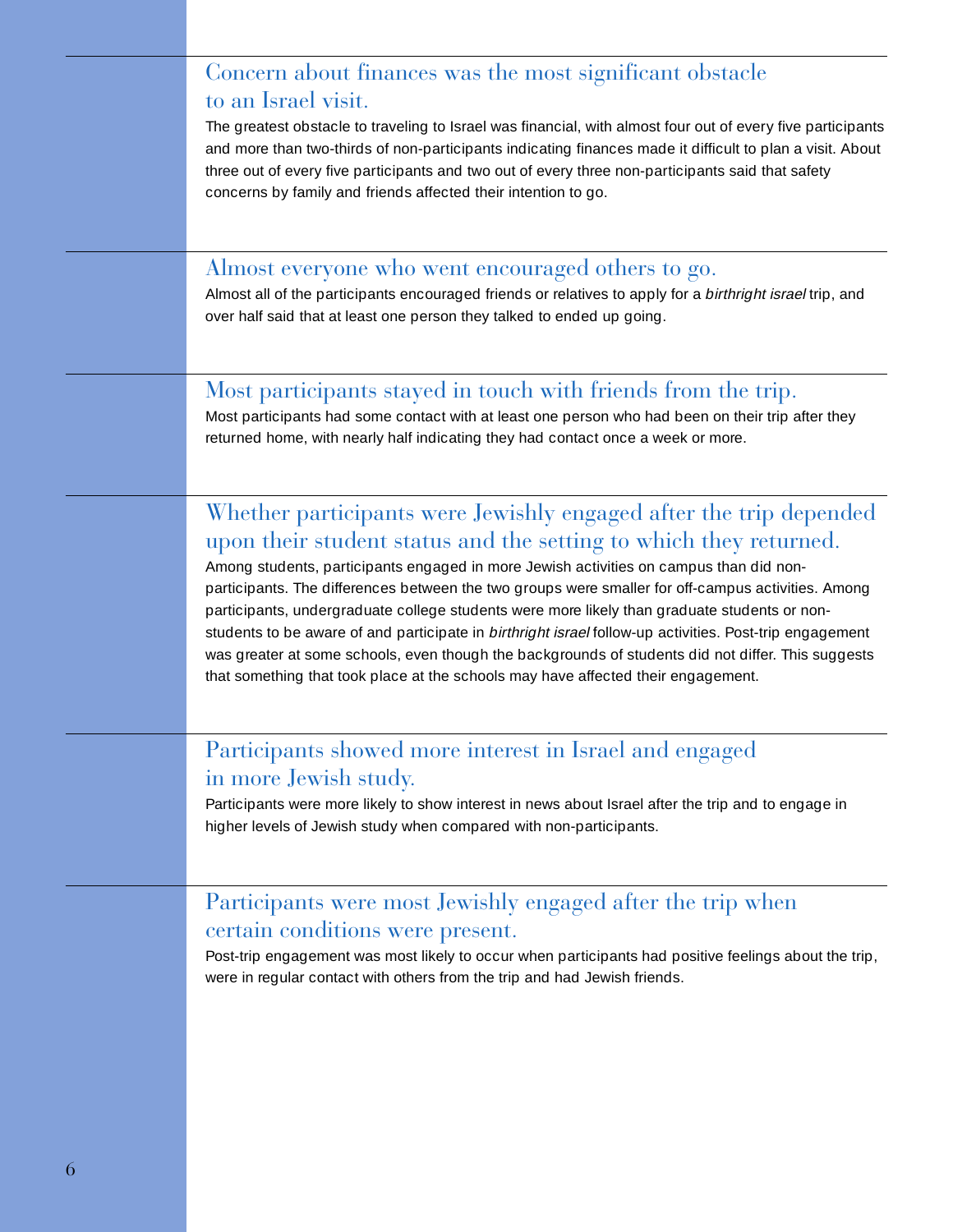## Concern about finances was the most significant obstacle to an Israel visit.

The greatest obstacle to traveling to Israel was financial, with almost four out of every five participants and more than two-thirds of non-participants indicating finances made it difficult to plan a visit. About three out of every five participants and two out of every three non-participants said that safety concerns by family and friends affected their intention to go.

## Almost everyone who went encouraged others to go.

Almost all of the participants encouraged friends or relatives to apply for a *birthright israel* trip, and over half said that at least one person they talked to ended up going.

## Most participants stayed in touch with friends from the trip.

Most participants had some contact with at least one person who had been on their trip after they returned home, with nearly half indicating they had contact once a week or more.

## Whether participants were Jewishly engaged after the trip depended upon their student status and the setting to which they returned.

Among students, participants engaged in more Jewish activities on campus than did non-participants. The differences between the two groups were smaller for off-campus activities. Among participants, undergraduate college students were more likely than graduate students or non-students to be aware of and participate in *birthright israel* follow-up activities. Post-trip engagement was greater at some schools, even though the backgrounds of students did not differ. This suggests that something that took place at the schools may have affected their engagement.

## Participants showed more interest in Israel and engaged in more Jewish study.

Participants were more likely to show interest in news about Israel after the trip and to engage in higher levels of Jewish study when compared with non-participants.

## Participants were most Jewishly engaged after the trip when certain conditions were present.

Post-trip engagement was most likely to occur when participants had positive feelings about the trip, were in regular contact with others from the trip and had Jewish friends.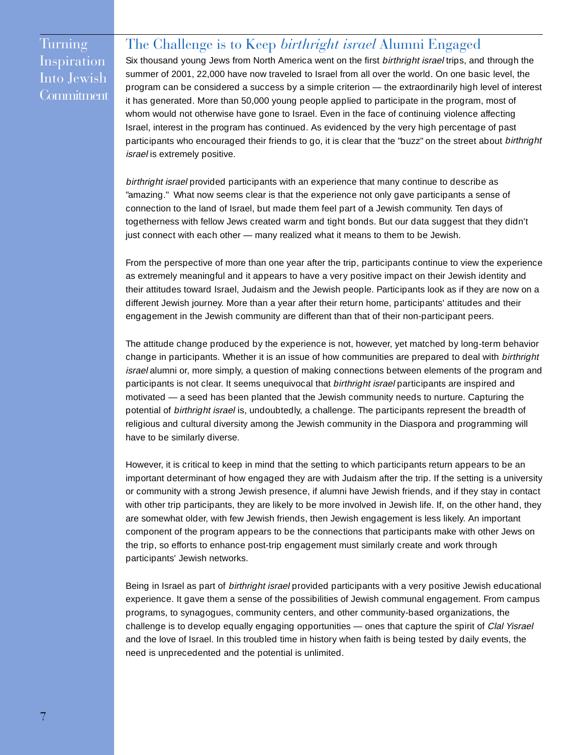## Turning Inspiration Into Jewish Commitment

## The Challenge is to Keep *birthright israel* Alumni Engaged

Six thousand young Jews from North America went on the first *birthright israel* trips, and through the summer of 2001, 22,000 have now traveled to Israel from all over the world. On one basic level, the program can be considered a success by a simple criterion — the extraordinarily high level of interest it has generated. More than 50,000 young people applied to participate in the program, most of whom would not otherwise have gone to Israel. Even in the face of continuing violence affecting Israel, interest in the program has continued. As evidenced by the very high percentage of past participants who encouraged their friends to go, it is clear that the "buzz" on the street about *birthright israel* is extremely positive.

*birthright israel* provided participants with an experience that many continue to describe as "amazing." What now seems clear is that the experience not only gave participants a sense of connection to the land of Israel, but made them feel part of a Jewish community. Ten days of togetherness with fellow Jews created warm and tight bonds. But our data suggest that they didn't just connect with each other — many realized what it means to them to be Jewish.

From the perspective of more than one year after the trip, participants continue to view the experience as extremely meaningful and it appears to have a very positive impact on their Jewish identity and their attitudes toward Israel, Judaism and the Jewish people. Participants look as if they are now on a different Jewish journey. More than a year after their return home, participants' attitudes and their engagement in the Jewish community are different than that of their non-participant peers.

The attitude change produced by the experience is not, however, yet matched by long-term behavior change in participants. Whether it is an issue of how communities are prepared to deal with *birthright israel* alumni or, more simply, a question of making connections between elements of the program and participants is not clear. It seems unequivocal that *birthright israel* participants are inspired and motivated — a seed has been planted that the Jewish community needs to nurture. Capturing the potential of *birthright israel* is, undoubtedly, a challenge. The participants represent the breadth of religious and cultural diversity among the Jewish community in the Diaspora and programming will have to be similarly diverse.

However, it is critical to keep in mind that the setting to which participants return appears to be an important determinant of how engaged they are with Judaism after the trip. If the setting is a university or community with a strong Jewish presence, if alumni have Jewish friends, and if they stay in contact with other trip participants, they are likely to be more involved in Jewish life. If, on the other hand, they are somewhat older, with few Jewish friends, then Jewish engagement is less likely. An important component of the program appears to be the connections that participants make with other Jews on the trip, so efforts to enhance post-trip engagement must similarly create and work through participants' Jewish networks.

Being in Israel as part of *birthright israel* provided participants with a very positive Jewish educational experience. It gave them a sense of the possibilities of Jewish communal engagement. From campus programs, to synagogues, community centers, and other community-based organizations, the challenge is to develop equally engaging opportunities — ones that capture the spirit of *Clal Yisrael* and the love of Israel. In this troubled time in history when faith is being tested by daily events, the need is unprecedented and the potential is unlimited.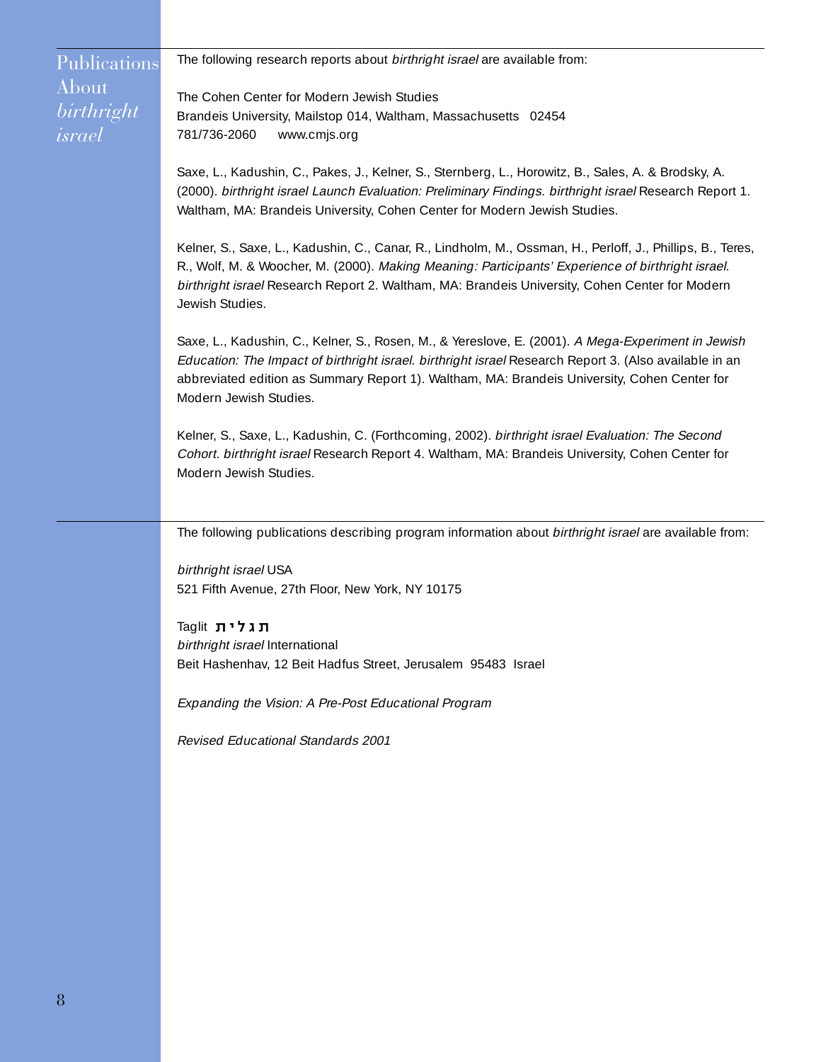# Publications About *birthright israel*

The following research reports about *birthright israel* are available from:

The Cohen Center for Modern Jewish Studies
Brandeis University, Mailstop 014, Waltham, Massachusetts 02454
781/736-2060 www.cmjs.org

Saxe, L., Kadushin, C., Pakes, J., Kelner, S., Sternberg, L., Horowitz, B., Sales, A. & Brodsky, A. (2000). *birthright israel Launch Evaluation: Preliminary Findings. birthright israel* Research Report 1. Waltham, MA: Brandeis University, Cohen Center for Modern Jewish Studies.

Kelner, S., Saxe, L., Kadushin, C., Canar, R., Lindholm, M., Ossman, H., Perloff, J., Phillips, B., Teres, R., Wolf, M. & Woocher, M. (2000). *Making Meaning: Participants' Experience of birthright israel. birthright israel* Research Report 2. Waltham, MA: Brandeis University, Cohen Center for Modern Jewish Studies.

Saxe, L., Kadushin, C., Kelner, S., Rosen, M., & Yereslove, E. (2001). *A Mega-Experiment in Jewish Education: The Impact of birthright israel. birthright israel* Research Report 3. (Also available in an abbreviated edition as Summary Report 1). Waltham, MA: Brandeis University, Cohen Center for Modern Jewish Studies.

Kelner, S., Saxe, L., Kadushin, C. (Forthcoming, 2002). *birthright israel Evaluation: The Second Cohort. birthright israel* Research Report 4. Waltham, MA: Brandeis University, Cohen Center for Modern Jewish Studies.

---

The following publications describing program information about *birthright israel* are available from:

*birthright israel* USA
521 Fifth Avenue, 27th Floor, New York, NY 10175

Taglit **תגלית**
*birthright israel* International
Beit Hashenhav, 12 Beit Hadfus Street, Jerusalem 95483 Israel

*Expanding the Vision: A Pre-Post Educational Program*

*Revised Educational Standards 2001*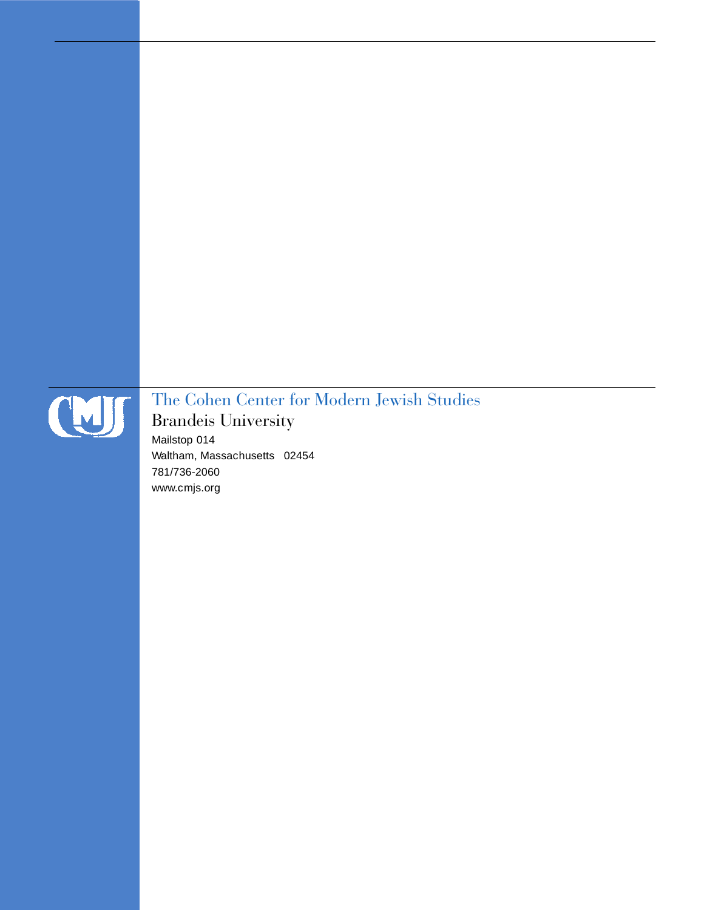The Cohen Center for Modern Jewish Studies

Brandeis University

Mailstop 014

Waltham, Massachusetts 02454

781/736-2060

www.cmjs.org